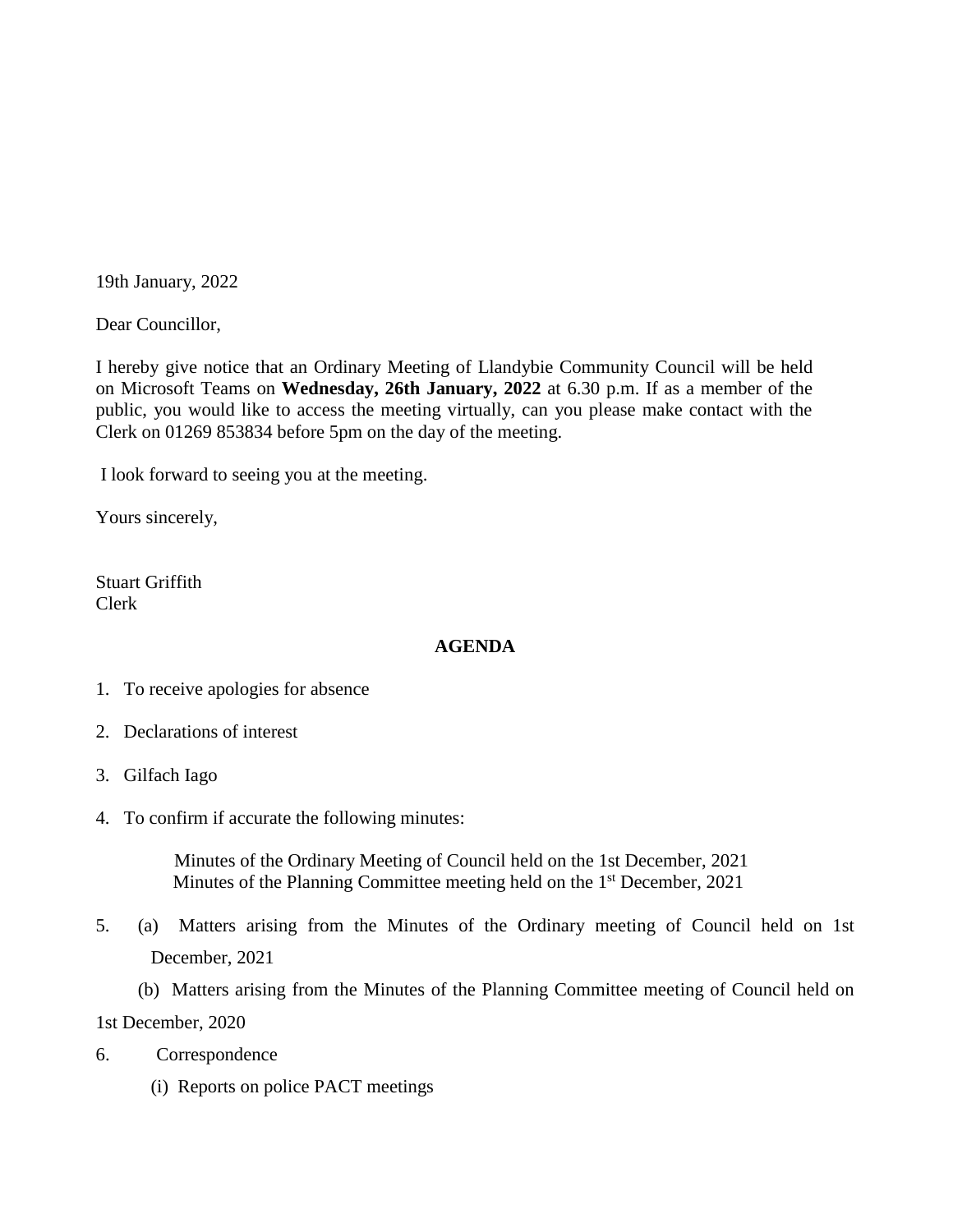19th January, 2022

Dear Councillor,

I hereby give notice that an Ordinary Meeting of Llandybie Community Council will be held on Microsoft Teams on **Wednesday, 26th January, 2022** at 6.30 p.m. If as a member of the public, you would like to access the meeting virtually, can you please make contact with the Clerk on 01269 853834 before 5pm on the day of the meeting.

I look forward to seeing you at the meeting.

Yours sincerely,

Stuart Griffith
Clerk

**AGENDA**

1. To receive apologies for absence

2. Declarations of interest

3. Gilfach Iago

4. To confirm if accurate the following minutes:

   Minutes of the Ordinary Meeting of Council held on the 1st December, 2021
   Minutes of the Planning Committee meeting held on the 1st December, 2021

5. (a) Matters arising from the Minutes of the Ordinary meeting of Council held on 1st December, 2021

   (b) Matters arising from the Minutes of the Planning Committee meeting of Council held on 1st December, 2020

6. Correspondence

   (i) Reports on police PACT meetings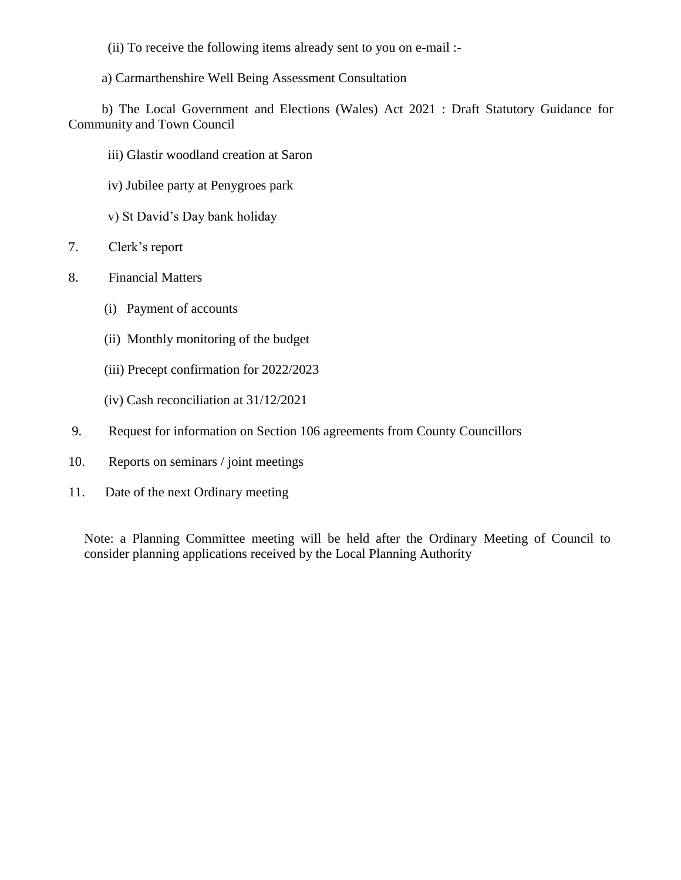(ii) To receive the following items already sent to you on e-mail :-

a) Carmarthenshire Well Being Assessment Consultation

b) The Local Government and Elections (Wales) Act 2021 : Draft Statutory Guidance for Community and Town Council

iii) Glastir woodland creation at Saron

iv) Jubilee party at Penygroes park

v) St David's Day bank holiday

7. Clerk's report

8. Financial Matters

   (i) Payment of accounts

   (ii) Monthly monitoring of the budget

   (iii) Precept confirmation for 2022/2023

   (iv) Cash reconciliation at 31/12/2021

9. Request for information on Section 106 agreements from County Councillors

10. Reports on seminars / joint meetings

11. Date of the next Ordinary meeting

Note: a Planning Committee meeting will be held after the Ordinary Meeting of Council to consider planning applications received by the Local Planning Authority